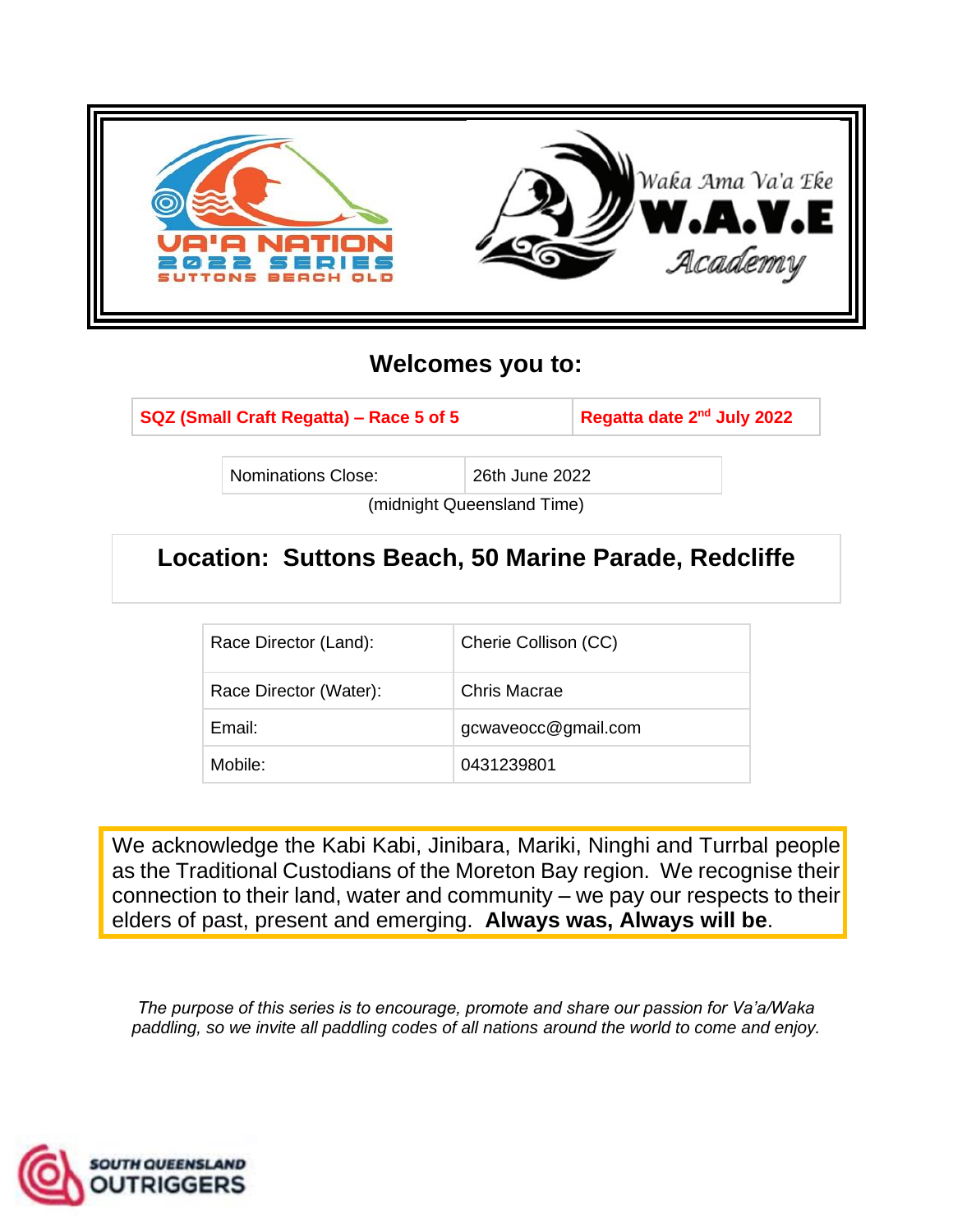VA'A NATION
2022 SERIES
SUTTONS BEACH QLD

Waka Ama Va'a Eke
W.A.V.E
Academy

## Welcomes you to:

| SQZ (Small Craft Regatta) – Race 5 of 5 | Regatta date 2nd July 2022 |
|---|---|

| Nominations Close: | 26th June 2022 |
|---|---|

(midnight Queensland Time)

## Location: Suttons Beach, 50 Marine Parade, Redcliffe

| Race Director (Land): | Cherie Collison (CC) |
|---|---|
| Race Director (Water): | Chris Macrae |
| Email: | gcwaveocc@gmail.com |
| Mobile: | 0431239801 |

We acknowledge the Kabi Kabi, Jinibara, Mariki, Ninghi and Turrbal people as the Traditional Custodians of the Moreton Bay region. We recognise their connection to their land, water and community – we pay our respects to their elders of past, present and emerging. **Always was, Always will be**.

*The purpose of this series is to encourage, promote and share our passion for Va'a/Waka paddling, so we invite all paddling codes of all nations around the world to come and enjoy.*

SOUTH QUEENSLAND OUTRIGGERS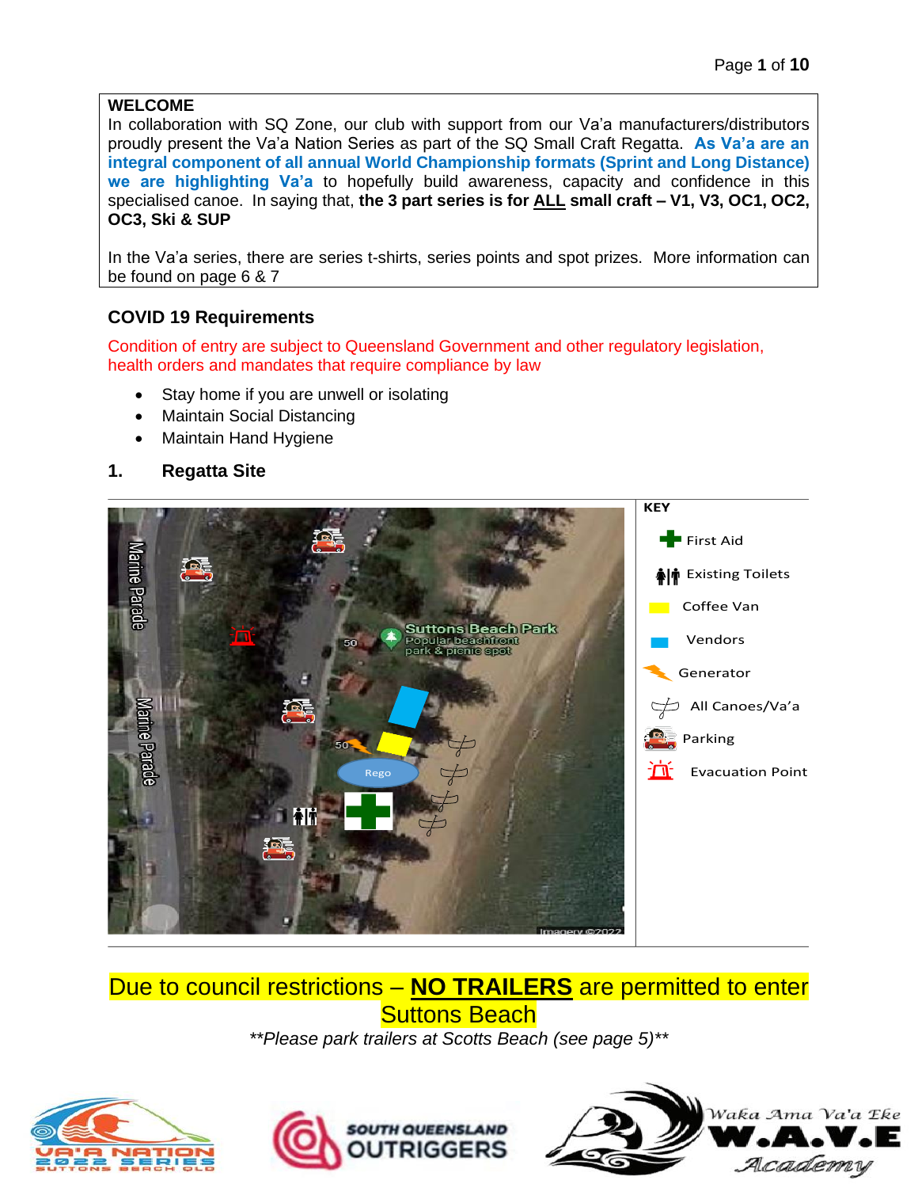## WELCOME

In collaboration with SQ Zone, our club with support from our Va'a manufacturers/distributors proudly present the Va'a Nation Series as part of the SQ Small Craft Regatta. **As Va'a are an integral component of all annual World Championship formats (Sprint and Long Distance) we are highlighting Va'a** to hopefully build awareness, capacity and confidence in this specialised canoe. In saying that, **the 3 part series is for ALL small craft – V1, V3, OC1, OC2, OC3, Ski & SUP**

In the Va'a series, there are series t-shirts, series points and spot prizes. More information can be found on page 6 & 7

## COVID 19 Requirements

Condition of entry are subject to Queensland Government and other regulatory legislation, health orders and mandates that require compliance by law

- Stay home if you are unwell or isolating
- Maintain Social Distancing
- Maintain Hand Hygiene

## 1. Regatta Site

**KEY**

- First Aid
- Existing Toilets
- Coffee Van
- Vendors
- Generator
- All Canoes/Va'a
- Parking
- Evacuation Point

Due to council restrictions – **NO TRAILERS** are permitted to enter Suttons Beach

*\*\*Please park trailers at Scotts Beach (see page 5)\*\**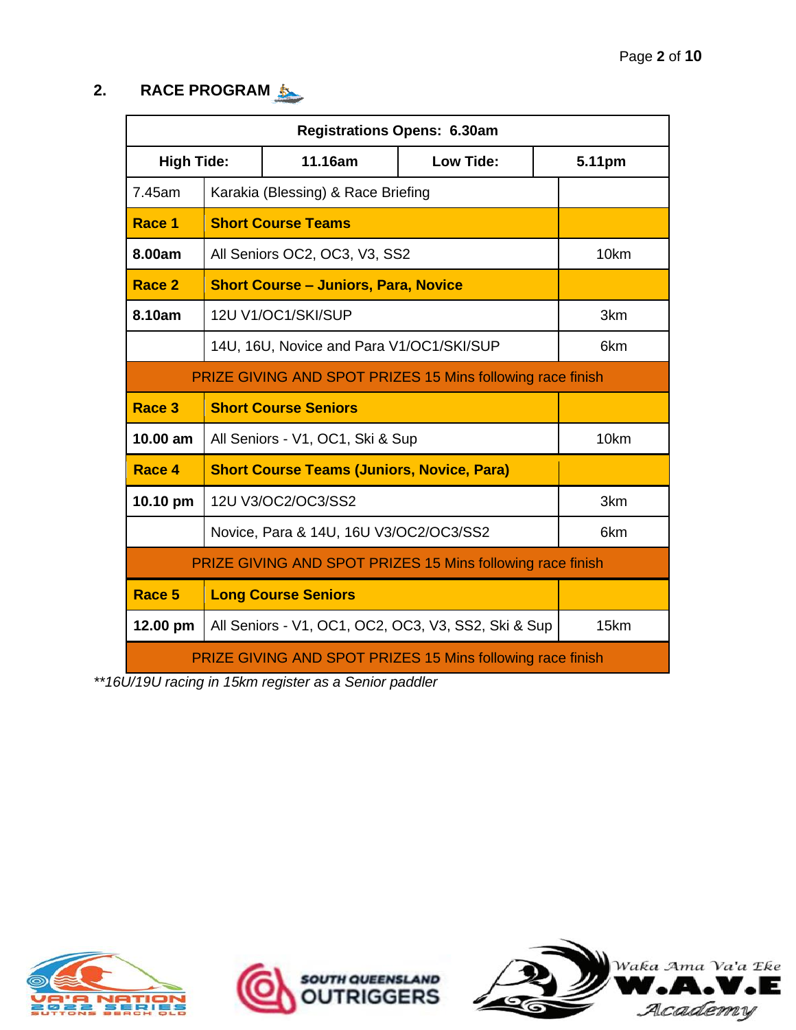## 2. RACE PROGRAM

| Registrations Opens: 6.30am | | | |
|---|---|---|---|
| **High Tide:** | **11.16am** | **Low Tide:** | **5.11pm** |
| 7.45am | Karakia (Blessing) & Race Briefing | | |
| **Race 1** | **Short Course Teams** | | |
| **8.00am** | All Seniors OC2, OC3, V3, SS2 | | 10km |
| **Race 2** | **Short Course – Juniors, Para, Novice** | | |
| **8.10am** | 12U V1/OC1/SKI/SUP | | 3km |
| | 14U, 16U, Novice and Para V1/OC1/SKI/SUP | | 6km |
| PRIZE GIVING AND SPOT PRIZES 15 Mins following race finish | | | |
| **Race 3** | **Short Course Seniors** | | |
| **10.00 am** | All Seniors - V1, OC1, Ski & Sup | | 10km |
| **Race 4** | **Short Course Teams (Juniors, Novice, Para)** | | |
| **10.10 pm** | 12U V3/OC2/OC3/SS2 | | 3km |
| | Novice, Para & 14U, 16U V3/OC2/OC3/SS2 | | 6km |
| PRIZE GIVING AND SPOT PRIZES 15 Mins following race finish | | | |
| **Race 5** | **Long Course Seniors** | | |
| **12.00 pm** | All Seniors - V1, OC1, OC2, OC3, V3, SS2, Ski & Sup | | 15km |
| PRIZE GIVING AND SPOT PRIZES 15 Mins following race finish | | | |

*\*\*16U/19U racing in 15km register as a Senior paddler*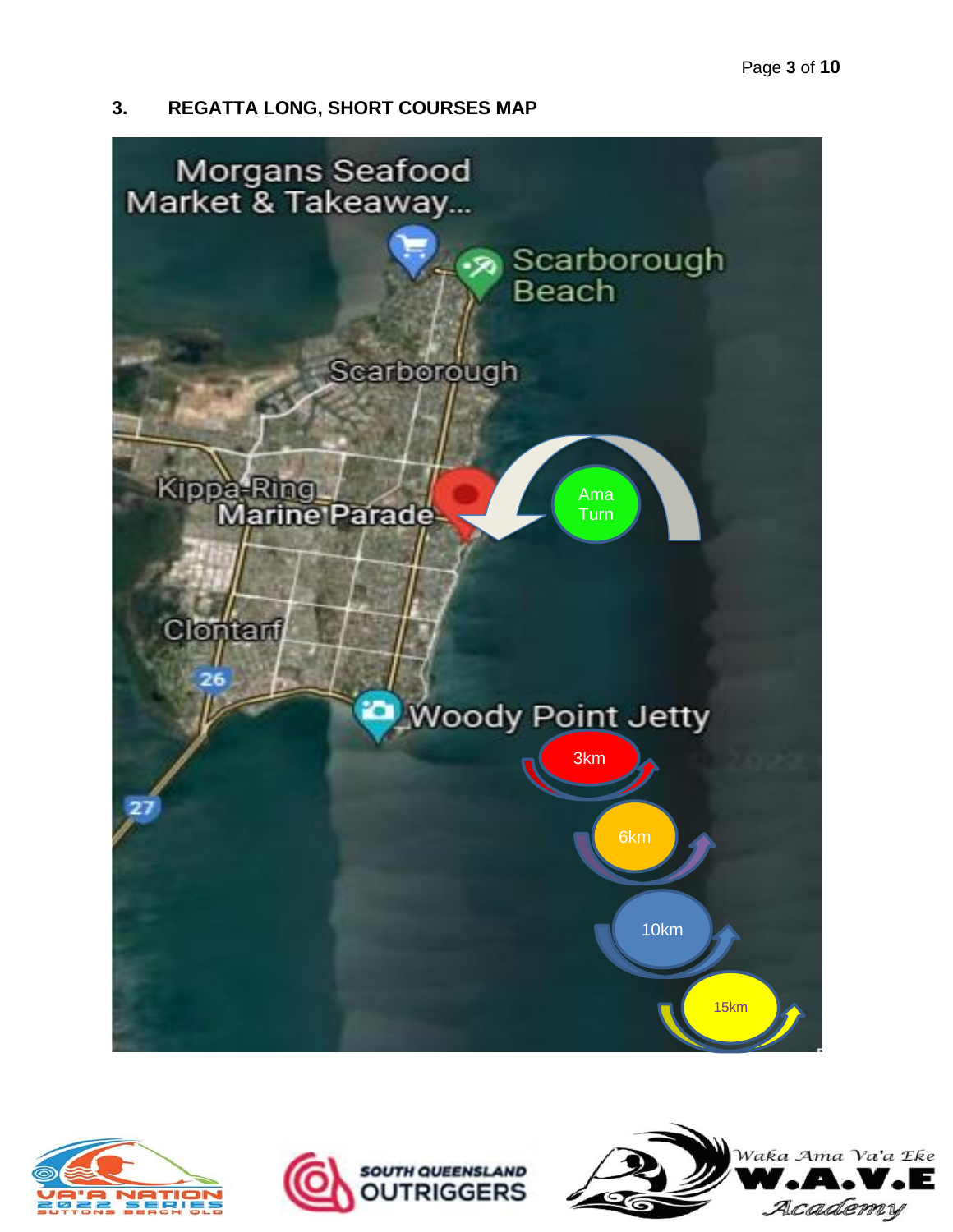## 3. REGATTA LONG, SHORT COURSES MAP

Morgans Seafood Market & Takeaway...

Scarborough Beach

Scarborough

Kippa-Ring

Marine Parade

Ama Turn

Clontarf

Woody Point Jetty

3km

6km

10km

15km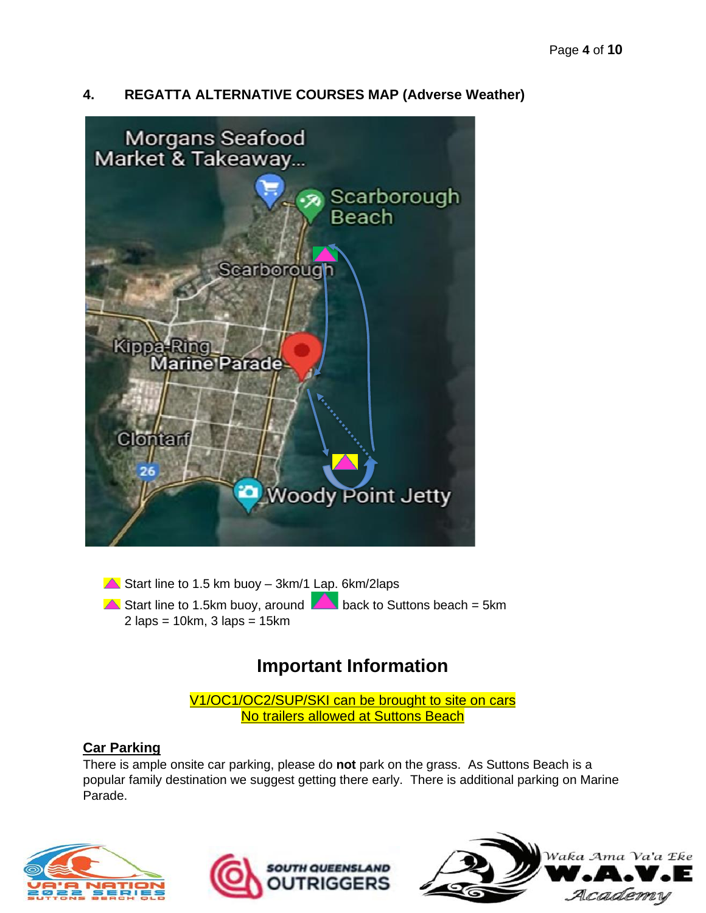## 4. REGATTA ALTERNATIVE COURSES MAP (Adverse Weather)

- Start line to 1.5 km buoy – 3km/1 Lap. 6km/2laps
- Start line to 1.5km buoy, around back to Suttons beach = 5km
  2 laps = 10km, 3 laps = 15km

## Important Information

V1/OC1/OC2/SUP/SKI can be brought to site on cars
No trailers allowed at Suttons Beach

**Car Parking**

There is ample onsite car parking, please do **not** park on the grass. As Suttons Beach is a popular family destination we suggest getting there early. There is additional parking on Marine Parade.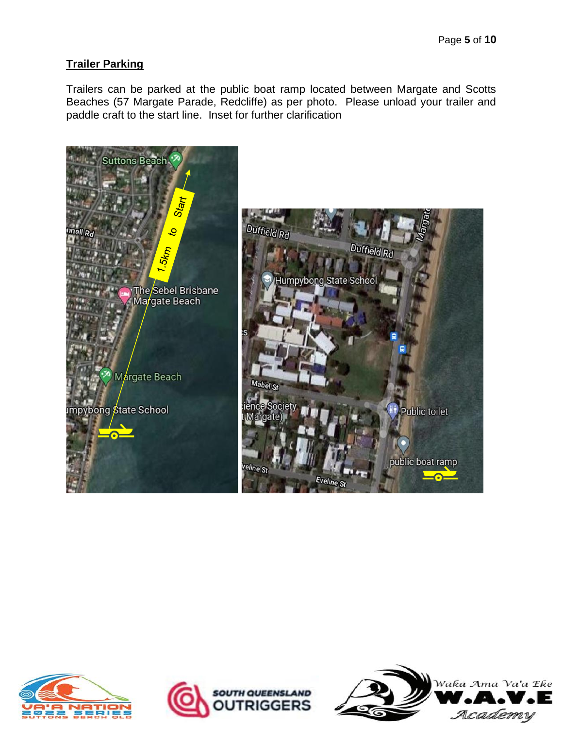## Trailer Parking

Trailers can be parked at the public boat ramp located between Margate and Scotts Beaches (57 Margate Parade, Redcliffe) as per photo. Please unload your trailer and paddle craft to the start line. Inset for further clarification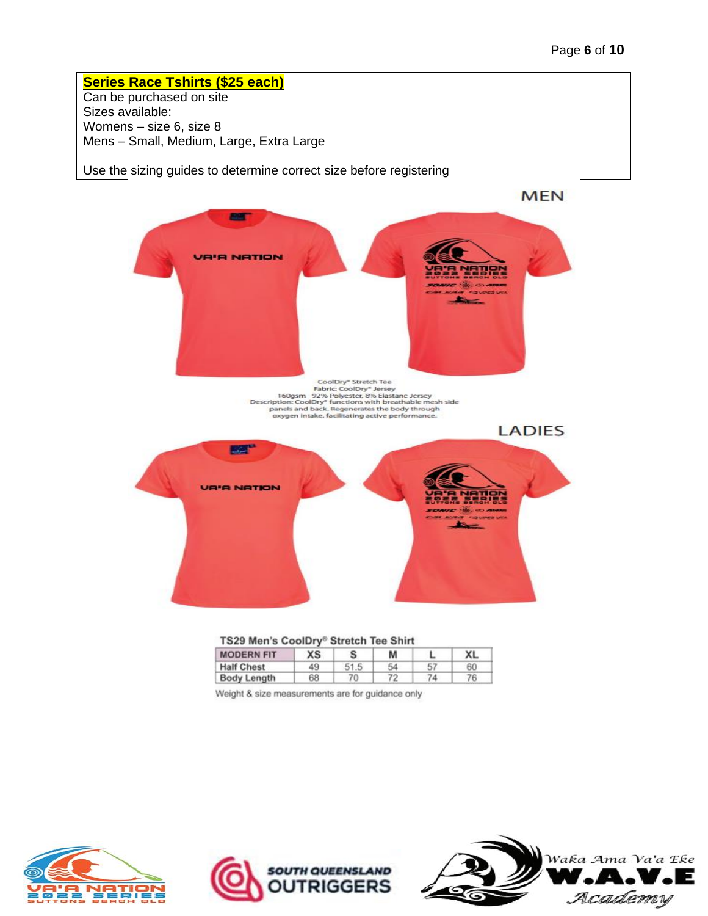**Series Race Tshirts ($25 each)**
Can be purchased on site
Sizes available:
Womens – size 6, size 8
Mens – Small, Medium, Large, Extra Large

Use the sizing guides to determine correct size before registering

MEN

CoolDry® Stretch Tee
Fabric: CoolDry® Jersey
160gsm - 92% Polyester, 8% Elastane Jersey
Description: CoolDry® functions with breathable mesh side panels and back. Regenerates the body through oxygen intake, facilitating active performance.

LADIES

TS29 Men's CoolDry® Stretch Tee Shirt

| MODERN FIT | XS | S | M | L | XL |
|---|---|---|---|---|---|
| Half Chest | 49 | 51.5 | 54 | 57 | 60 |
| Body Length | 68 | 70 | 72 | 74 | 76 |

Weight & size measurements are for guidance only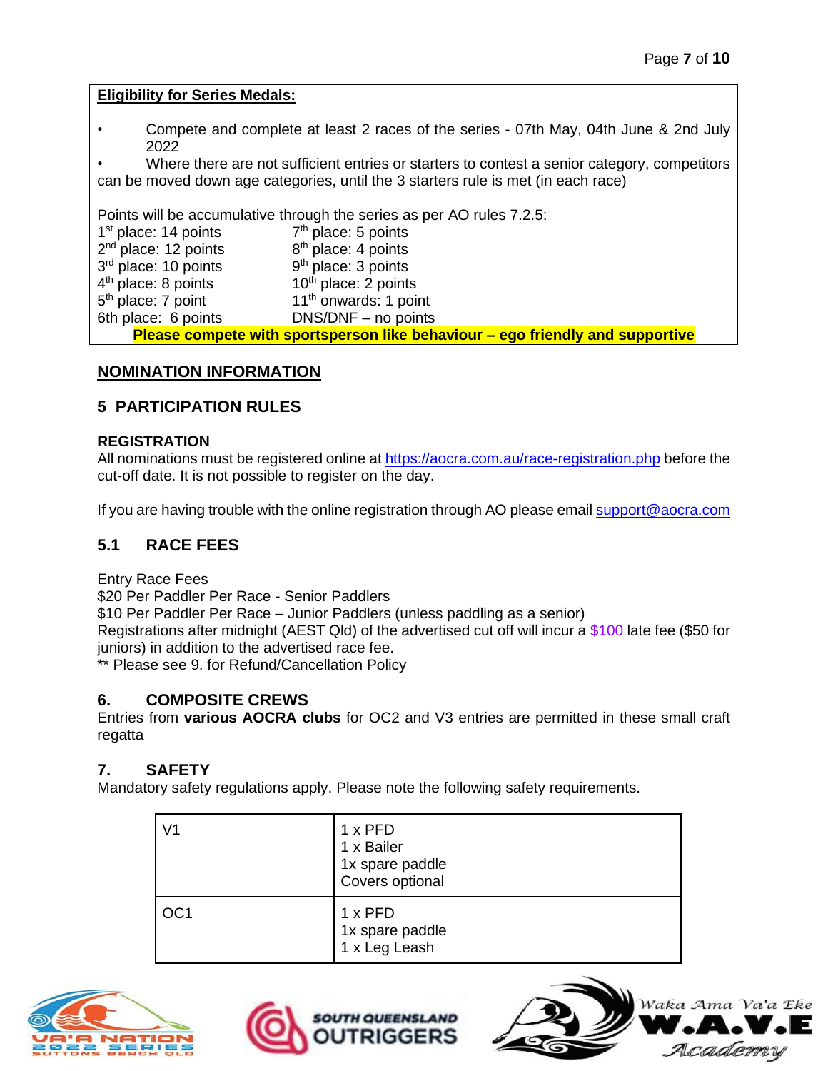**Eligibility for Series Medals:**

- Compete and complete at least 2 races of the series - 07th May, 04th June & 2nd July 2022
- Where there are not sufficient entries or starters to contest a senior category, competitors can be moved down age categories, until the 3 starters rule is met (in each race)

Points will be accumulative through the series as per AO rules 7.2.5:

| | |
|---|---|
| 1st place: 14 points | 7th place: 5 points |
| 2nd place: 12 points | 8th place: 4 points |
| 3rd place: 10 points | 9th place: 3 points |
| 4th place: 8 points | 10th place: 2 points |
| 5th place: 7 point | 11th onwards: 1 point |
| 6th place: 6 points | DNS/DNF – no points |

**Please compete with sportsperson like behaviour – ego friendly and supportive**

## NOMINATION INFORMATION

## 5 PARTICIPATION RULES

### REGISTRATION

All nominations must be registered online at https://aocra.com.au/race-registration.php before the cut-off date. It is not possible to register on the day.

If you are having trouble with the online registration through AO please email support@aocra.com

## 5.1 RACE FEES

Entry Race Fees
$20 Per Paddler Per Race - Senior Paddlers
$10 Per Paddler Per Race – Junior Paddlers (unless paddling as a senior)
Registrations after midnight (AEST Qld) of the advertised cut off will incur a $100 late fee ($50 for juniors) in addition to the advertised race fee.
** Please see 9. for Refund/Cancellation Policy

## 6. COMPOSITE CREWS

Entries from **various AOCRA clubs** for OC2 and V3 entries are permitted in these small craft regatta

## 7. SAFETY

Mandatory safety regulations apply. Please note the following safety requirements.

| Craft | Requirements |
|---|---|
| V1 | 1 x PFD<br>1 x Bailer<br>1x spare paddle<br>Covers optional |
| OC1 | 1 x PFD<br>1x spare paddle<br>1 x Leg Leash |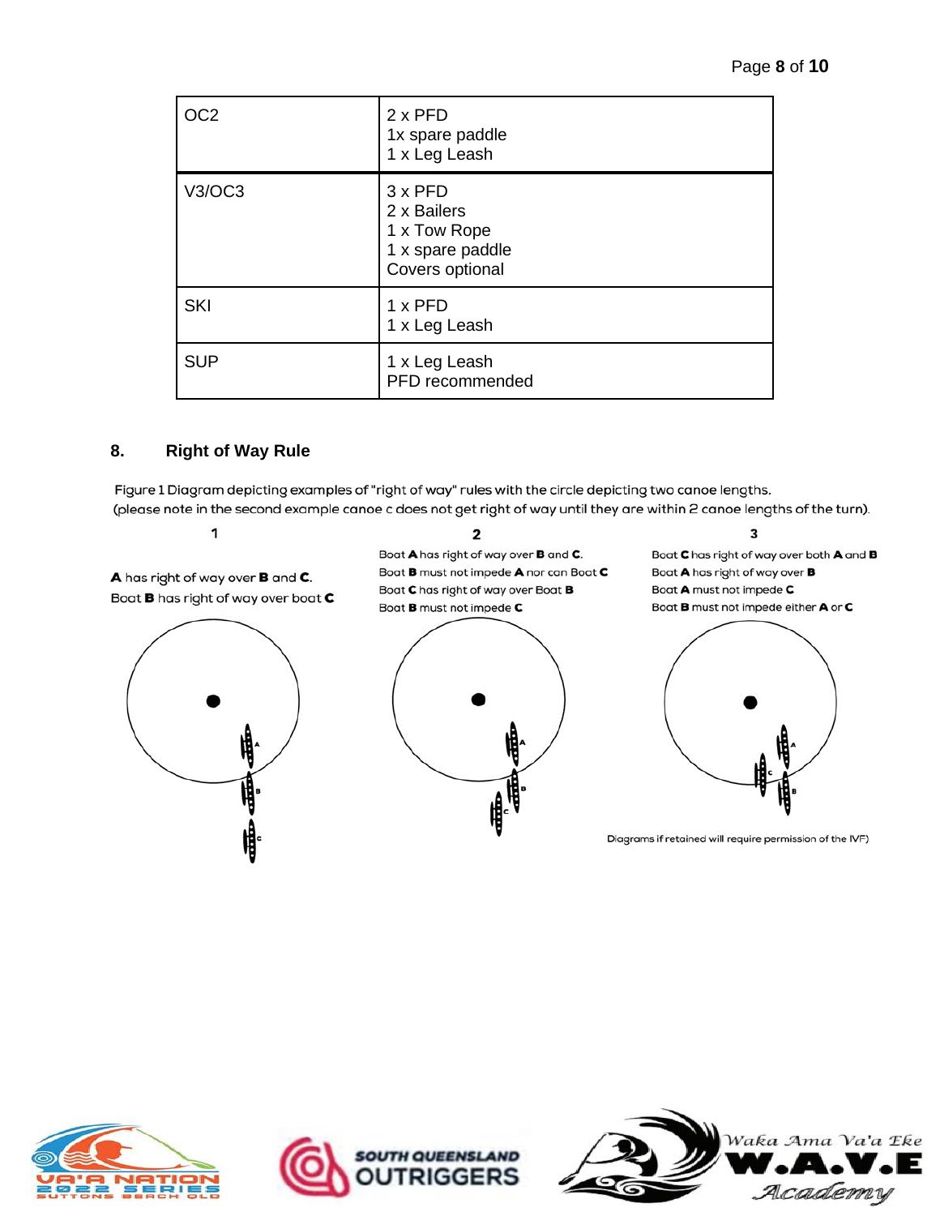| | |
|---|---|
| OC2 | 2 x PFD<br>1x spare paddle<br>1 x Leg Leash |
| V3/OC3 | 3 x PFD<br>2 x Bailers<br>1 x Tow Rope<br>1 x spare paddle<br>Covers optional |
| SKI | 1 x PFD<br>1 x Leg Leash |
| SUP | 1 x Leg Leash<br>PFD recommended |

## 8. Right of Way Rule

Figure 1 Diagram depicting examples of "right of way" rules with the circle depicting two canoe lengths.
(please note in the second example canoe c does not get right of way until they are within 2 canoe lengths of the turn).

**1**

**A** has right of way over **B** and **C**.
Boat **B** has right of way over boat **C**

**2**

Boat **A** has right of way over **B** and **C**.
Boat **B** must not impede **A** nor can Boat **C**
Boat **C** has right of way over Boat **B**
Boat **B** must not impede **C**

**3**

Boat **C** has right of way over both **A** and **B**
Boat **A** has right of way over **B**
Boat **A** must not impede **C**
Boat **B** must not impede either **A** or **C**

Diagrams if retained will require permission of the IVF)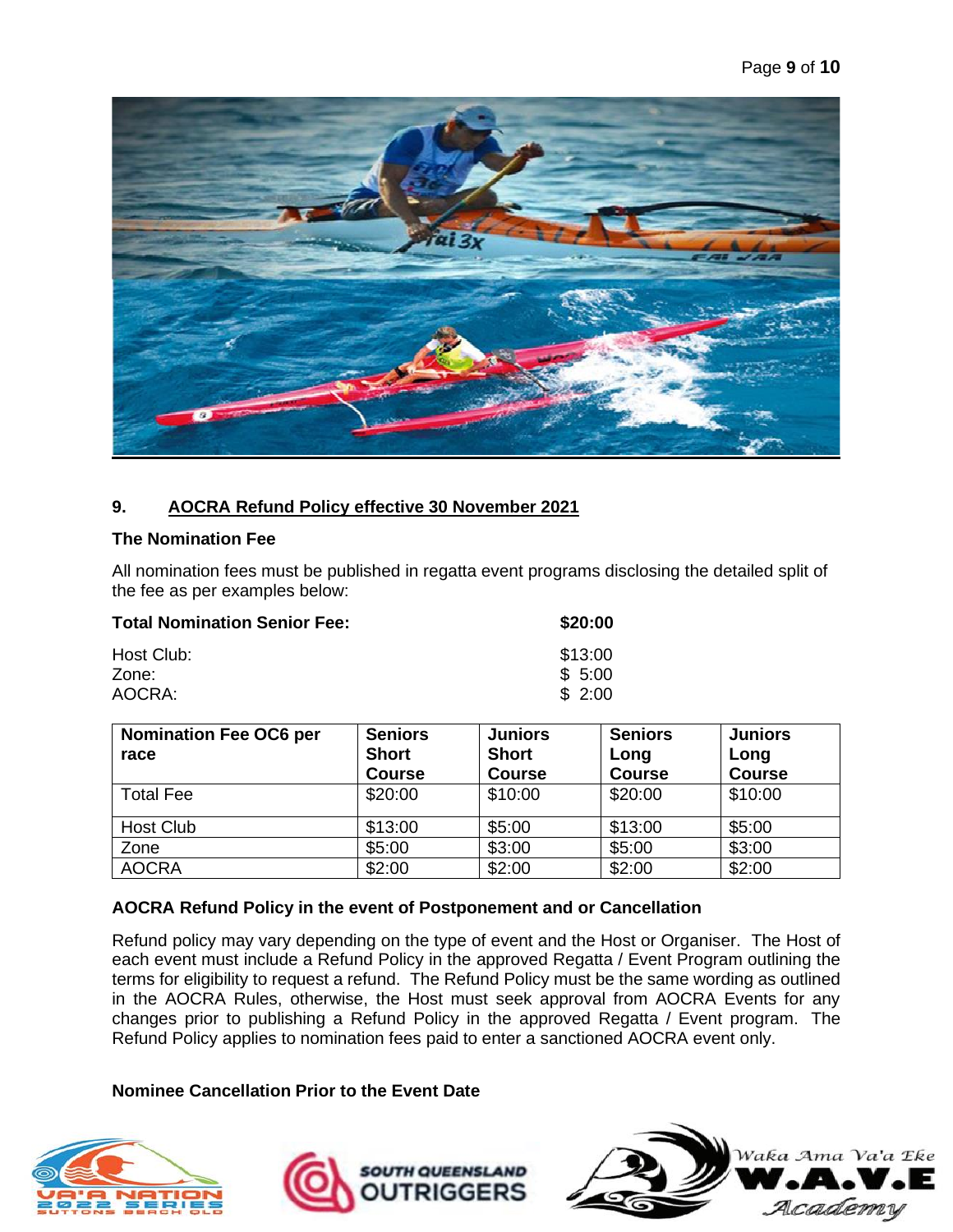## 9. AOCRA Refund Policy effective 30 November 2021

**The Nomination Fee**

All nomination fees must be published in regatta event programs disclosing the detailed split of the fee as per examples below:

| **Total Nomination Senior Fee:** | **$20:00** |
|---|---|
| Host Club: | $13:00 |
| Zone: | $ 5:00 |
| AOCRA: | $ 2:00 |

| Nomination Fee OC6 per race | Seniors Short Course | Juniors Short Course | Seniors Long Course | Juniors Long Course |
|---|---|---|---|---|
| Total Fee | $20:00 | $10:00 | $20:00 | $10:00 |
| Host Club | $13:00 | $5:00 | $13:00 | $5:00 |
| Zone | $5:00 | $3:00 | $5:00 | $3:00 |
| AOCRA | $2:00 | $2:00 | $2:00 | $2:00 |

**AOCRA Refund Policy in the event of Postponement and or Cancellation**

Refund policy may vary depending on the type of event and the Host or Organiser. The Host of each event must include a Refund Policy in the approved Regatta / Event Program outlining the terms for eligibility to request a refund. The Refund Policy must be the same wording as outlined in the AOCRA Rules, otherwise, the Host must seek approval from AOCRA Events for any changes prior to publishing a Refund Policy in the approved Regatta / Event program. The Refund Policy applies to nomination fees paid to enter a sanctioned AOCRA event only.

**Nominee Cancellation Prior to the Event Date**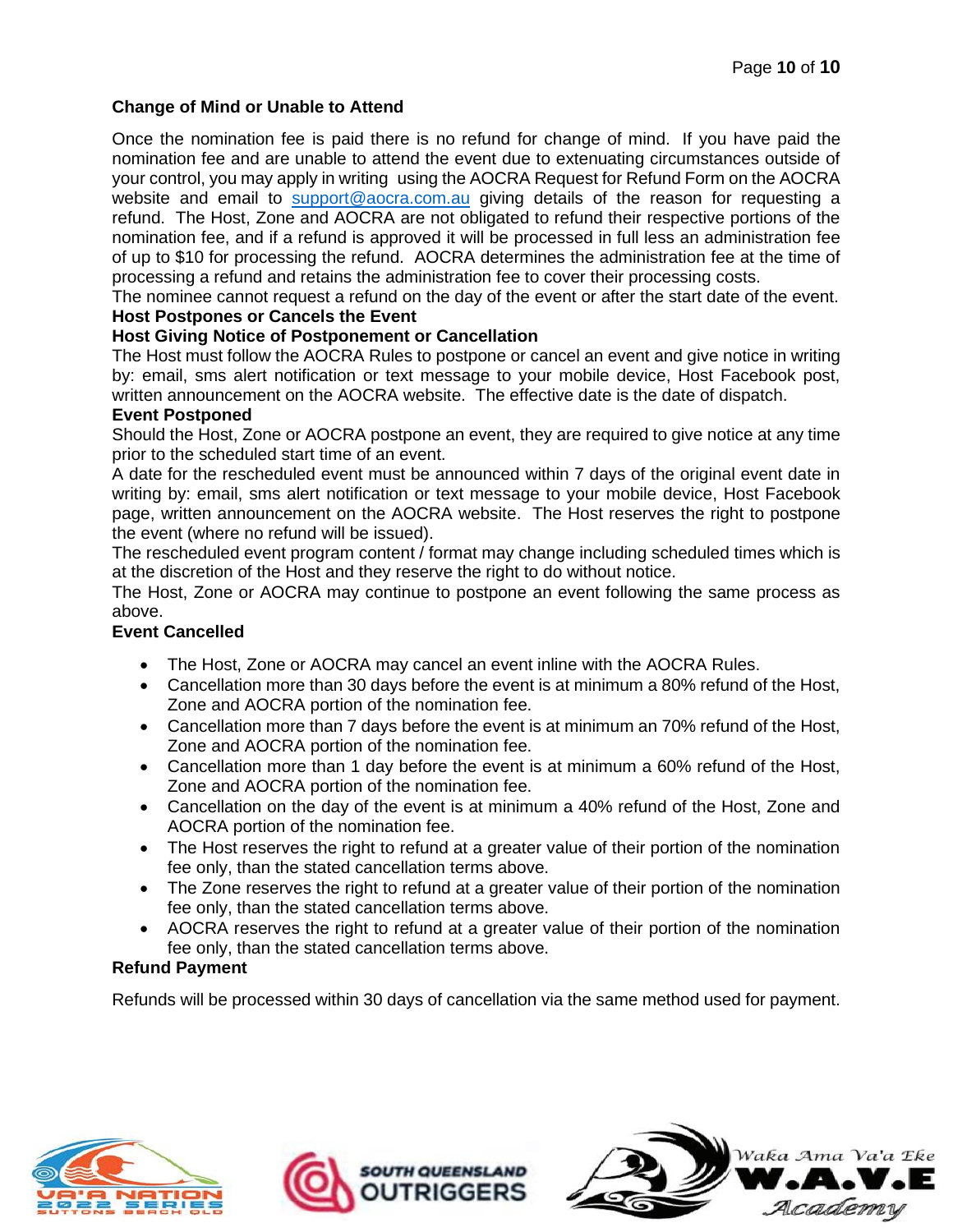### Change of Mind or Unable to Attend

Once the nomination fee is paid there is no refund for change of mind. If you have paid the nomination fee and are unable to attend the event due to extenuating circumstances outside of your control, you may apply in writing using the AOCRA Request for Refund Form on the AOCRA website and email to support@aocra.com.au giving details of the reason for requesting a refund. The Host, Zone and AOCRA are not obligated to refund their respective portions of the nomination fee, and if a refund is approved it will be processed in full less an administration fee of up to $10 for processing the refund. AOCRA determines the administration fee at the time of processing a refund and retains the administration fee to cover their processing costs.
The nominee cannot request a refund on the day of the event or after the start date of the event.

### Host Postpones or Cancels the Event

### Host Giving Notice of Postponement or Cancellation

The Host must follow the AOCRA Rules to postpone or cancel an event and give notice in writing by: email, sms alert notification or text message to your mobile device, Host Facebook post, written announcement on the AOCRA website. The effective date is the date of dispatch.

### Event Postponed

Should the Host, Zone or AOCRA postpone an event, they are required to give notice at any time prior to the scheduled start time of an event.
A date for the rescheduled event must be announced within 7 days of the original event date in writing by: email, sms alert notification or text message to your mobile device, Host Facebook page, written announcement on the AOCRA website. The Host reserves the right to postpone the event (where no refund will be issued).
The rescheduled event program content / format may change including scheduled times which is at the discretion of the Host and they reserve the right to do without notice.
The Host, Zone or AOCRA may continue to postpone an event following the same process as above.

### Event Cancelled

- The Host, Zone or AOCRA may cancel an event inline with the AOCRA Rules.
- Cancellation more than 30 days before the event is at minimum a 80% refund of the Host, Zone and AOCRA portion of the nomination fee.
- Cancellation more than 7 days before the event is at minimum an 70% refund of the Host, Zone and AOCRA portion of the nomination fee.
- Cancellation more than 1 day before the event is at minimum a 60% refund of the Host, Zone and AOCRA portion of the nomination fee.
- Cancellation on the day of the event is at minimum a 40% refund of the Host, Zone and AOCRA portion of the nomination fee.
- The Host reserves the right to refund at a greater value of their portion of the nomination fee only, than the stated cancellation terms above.
- The Zone reserves the right to refund at a greater value of their portion of the nomination fee only, than the stated cancellation terms above.
- AOCRA reserves the right to refund at a greater value of their portion of the nomination fee only, than the stated cancellation terms above.

### Refund Payment

Refunds will be processed within 30 days of cancellation via the same method used for payment.